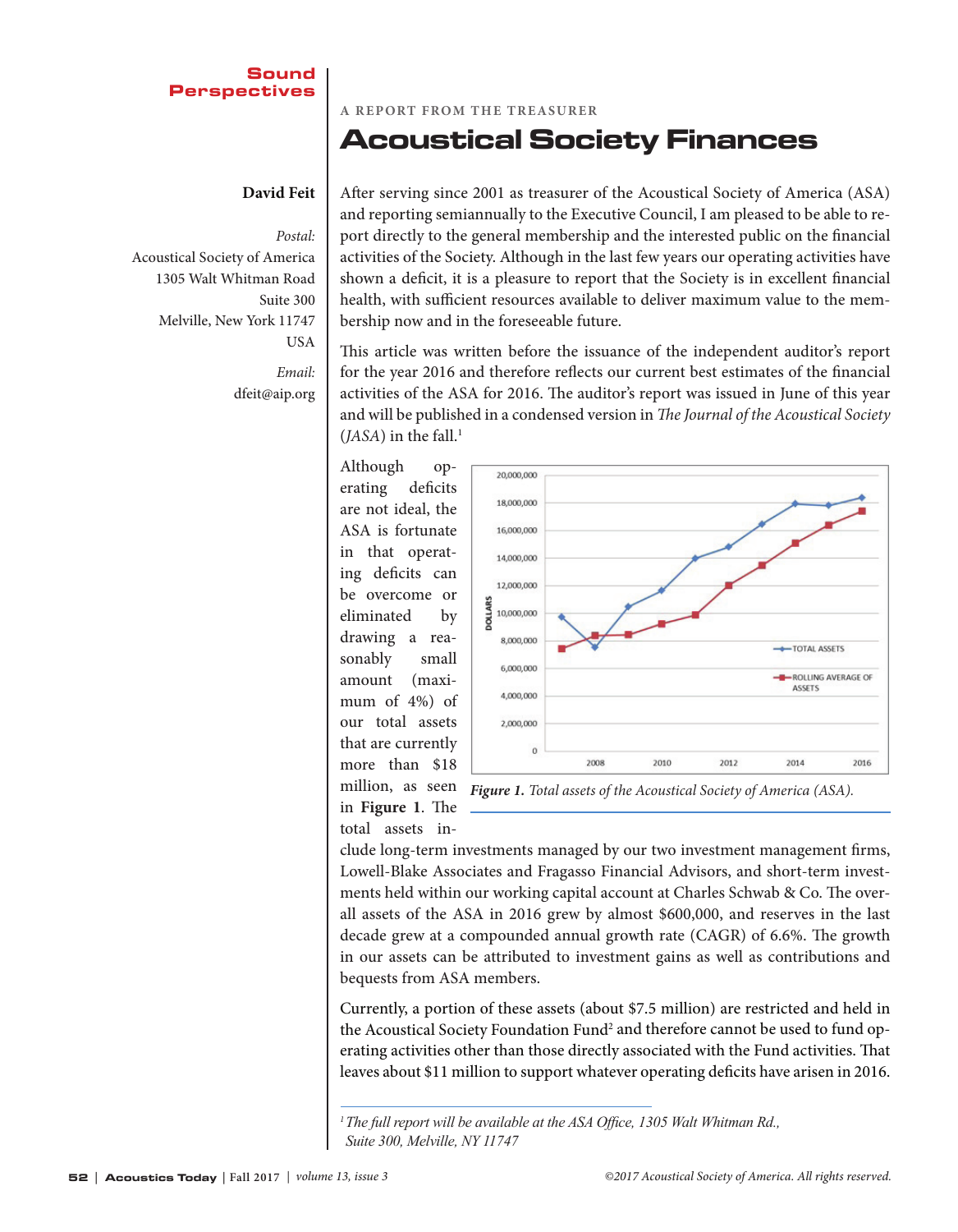Sound Perspectives

A REPORT FROM THE TREASURER

# Acoustical Society Finances

**David Feit**

*Postal:*
Acoustical Society of America
1305 Walt Whitman Road
Suite 300
Melville, New York 11747
USA

*Email:*
dfeit@aip.org

After serving since 2001 as treasurer of the Acoustical Society of America (ASA) and reporting semiannually to the Executive Council, I am pleased to be able to report directly to the general membership and the interested public on the financial activities of the Society. Although in the last few years our operating activities have shown a deficit, it is a pleasure to report that the Society is in excellent financial health, with sufficient resources available to deliver maximum value to the membership now and in the foreseeable future.

This article was written before the issuance of the independent auditor's report for the year 2016 and therefore reflects our current best estimates of the financial activities of the ASA for 2016. The auditor's report was issued in June of this year and will be published in a condensed version in *The Journal of the Acoustical Society* (*JASA*) in the fall.[1]

Although operating deficits are not ideal, the ASA is fortunate in that operating deficits can be overcome or eliminated by drawing a reasonably small amount (maximum of 4%) of our total assets that are currently more than $18 million, as seen in **Figure 1**. The total assets include long-term investments managed by our two investment management firms, Lowell-Blake Associates and Fragasso Financial Advisors, and short-term investments held within our working capital account at Charles Schwab & Co. The overall assets of the ASA in 2016 grew by almost $600,000, and reserves in the last decade grew at a compounded annual growth rate (CAGR) of 6.6%. The growth in our assets can be attributed to investment gains as well as contributions and bequests from ASA members.

*Figure 1. Total assets of the Acoustical Society of America (ASA).*

Currently, a portion of these assets (about $7.5 million) are restricted and held in the Acoustical Society Foundation Fund[2] and therefore cannot be used to fund operating activities other than those directly associated with the Fund activities. That leaves about $11 million to support whatever operating deficits have arisen in 2016.

[1] *The full report will be available at the ASA Office, 1305 Walt Whitman Rd., Suite 300, Melville, NY 11747*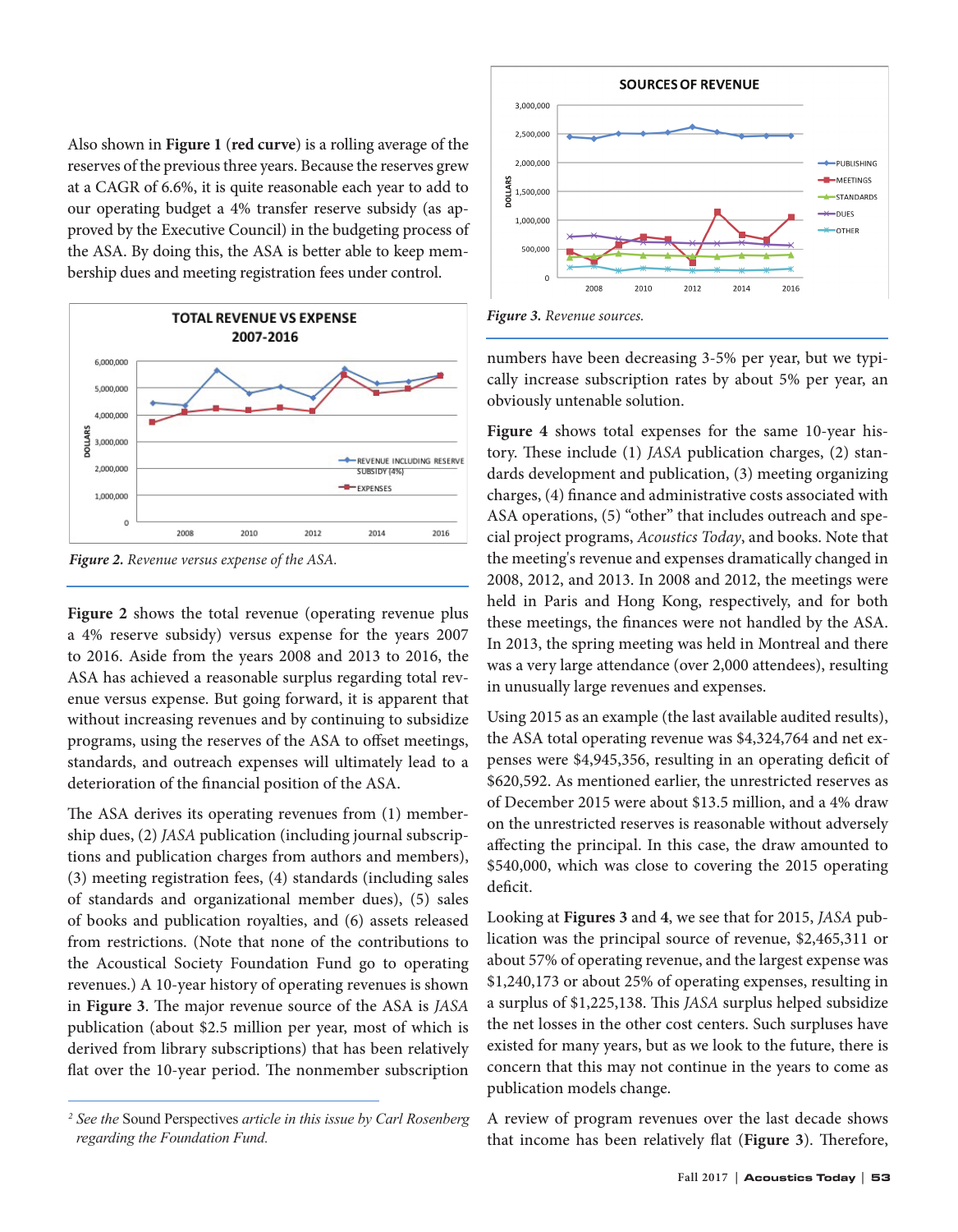Also shown in **Figure 1** (**red curve**) is a rolling average of the reserves of the previous three years. Because the reserves grew at a CAGR of 6.6%, it is quite reasonable each year to add to our operating budget a 4% transfer reserve subsidy (as approved by the Executive Council) in the budgeting process of the ASA. By doing this, the ASA is better able to keep membership dues and meeting registration fees under control.

*Figure 2. Revenue versus expense of the ASA.*

**Figure 2** shows the total revenue (operating revenue plus a 4% reserve subsidy) versus expense for the years 2007 to 2016. Aside from the years 2008 and 2013 to 2016, the ASA has achieved a reasonable surplus regarding total revenue versus expense. But going forward, it is apparent that without increasing revenues and by continuing to subsidize programs, using the reserves of the ASA to offset meetings, standards, and outreach expenses will ultimately lead to a deterioration of the financial position of the ASA.

The ASA derives its operating revenues from (1) membership dues, (2) *JASA* publication (including journal subscriptions and publication charges from authors and members), (3) meeting registration fees, (4) standards (including sales of standards and organizational member dues), (5) sales of books and publication royalties, and (6) assets released from restrictions. (Note that none of the contributions to the Acoustical Society Foundation Fund go to operating revenues.) A 10-year history of operating revenues is shown in **Figure 3**. The major revenue source of the ASA is *JASA* publication (about \$2.5 million per year, most of which is derived from library subscriptions) that has been relatively flat over the 10-year period. The nonmember subscription numbers have been decreasing 3-5% per year, but we typically increase subscription rates by about 5% per year, an obviously untenable solution.

*Figure 3. Revenue sources.*

**Figure 4** shows total expenses for the same 10-year history. These include (1) *JASA* publication charges, (2) standards development and publication, (3) meeting organizing charges, (4) finance and administrative costs associated with ASA operations, (5) "other" that includes outreach and special project programs, *Acoustics Today*, and books. Note that the meeting's revenue and expenses dramatically changed in 2008, 2012, and 2013. In 2008 and 2012, the meetings were held in Paris and Hong Kong, respectively, and for both these meetings, the finances were not handled by the ASA. In 2013, the spring meeting was held in Montreal and there was a very large attendance (over 2,000 attendees), resulting in unusually large revenues and expenses.

Using 2015 as an example (the last available audited results), the ASA total operating revenue was \$4,324,764 and net expenses were \$4,945,356, resulting in an operating deficit of \$620,592. As mentioned earlier, the unrestricted reserves as of December 2015 were about \$13.5 million, and a 4% draw on the unrestricted reserves is reasonable without adversely affecting the principal. In this case, the draw amounted to \$540,000, which was close to covering the 2015 operating deficit.

Looking at **Figures 3** and **4**, we see that for 2015, *JASA* publication was the principal source of revenue, \$2,465,311 or about 57% of operating revenue, and the largest expense was \$1,240,173 or about 25% of operating expenses, resulting in a surplus of \$1,225,138. This *JASA* surplus helped subsidize the net losses in the other cost centers. Such surpluses have existed for many years, but as we look to the future, there is concern that this may not continue in the years to come as publication models change.

A review of program revenues over the last decade shows that income has been relatively flat (**Figure 3**). Therefore,

[2] *See the* Sound Perspectives *article in this issue by Carl Rosenberg regarding the Foundation Fund.*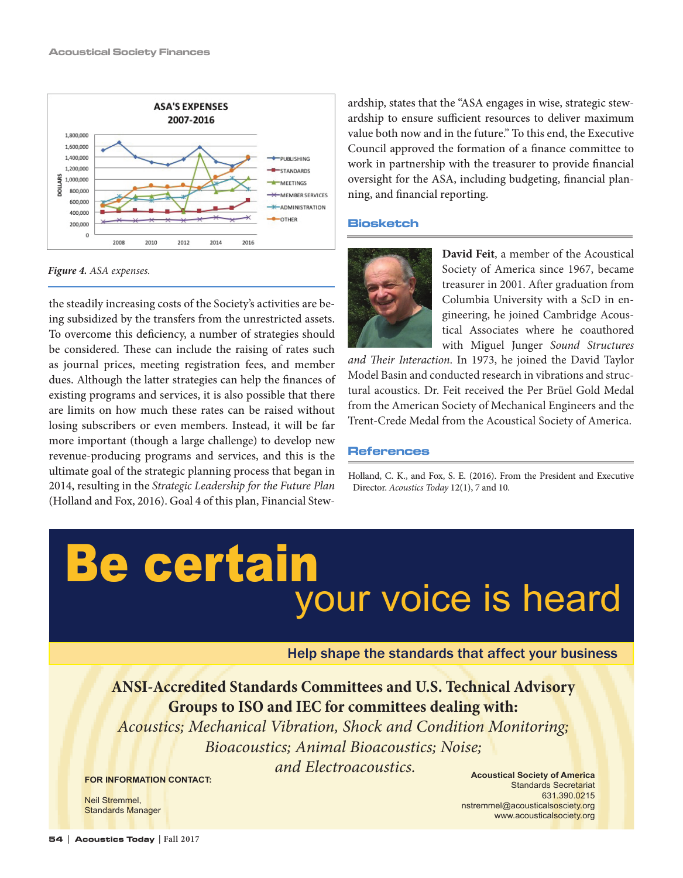ASA'S EXPENSES
2007-2016

1,800,000
1,600,000
1,400,000
1,200,000
1,000,000
800,000
600,000
400,000
200,000
0

DOLLARS

2008
2010
2012
2014
2016

PUBLISHING
STANDARDS
MEETINGS
MEMBER SERVICES
ADMINISTRATION
OTHER

***Figure 4.*** *ASA expenses.*

the steadily increasing costs of the Society's activities are being subsidized by the transfers from the unrestricted assets. To overcome this deficiency, a number of strategies should be considered. These can include the raising of rates such as journal prices, meeting registration fees, and member dues. Although the latter strategies can help the finances of existing programs and services, it is also possible that there are limits on how much these rates can be raised without losing subscribers or even members. Instead, it will be far more important (though a large challenge) to develop new revenue-producing programs and services, and this is the ultimate goal of the strategic planning process that began in 2014, resulting in the *Strategic Leadership for the Future Plan* (Holland and Fox, 2016). Goal 4 of this plan, Financial Stewardship, states that the "ASA engages in wise, strategic stewardship to ensure sufficient resources to deliver maximum value both now and in the future." To this end, the Executive Council approved the formation of a finance committee to work in partnership with the treasurer to provide financial oversight for the ASA, including budgeting, financial planning, and financial reporting.

## Biosketch

**David Feit**, a member of the Acoustical Society of America since 1967, became treasurer in 2001. After graduation from Columbia University with a ScD in engineering, he joined Cambridge Acoustical Associates where he coauthored with Miguel Junger *Sound Structures and Their Interaction*. In 1973, he joined the David Taylor Model Basin and conducted research in vibrations and structural acoustics. Dr. Feit received the Per Brüel Gold Medal from the American Society of Mechanical Engineers and the Trent-Crede Medal from the Acoustical Society of America.

## References

Holland, C. K., and Fox, S. E. (2016). From the President and Executive Director. *Acoustics Today* 12(1), 7 and 10.

# Be certain your voice is heard

**Help shape the standards that affect your business**

**ANSI-Accredited Standards Committees and U.S. Technical Advisory Groups to ISO and IEC for committees dealing with:**

*Acoustics; Mechanical Vibration, Shock and Condition Monitoring; Bioacoustics; Animal Bioacoustics; Noise; and Electroacoustics.*

**FOR INFORMATION CONTACT:**

Neil Stremmel,
Standards Manager

**Acoustical Society of America**
Standards Secretariat
631.390.0215
nstremmel@acousticalsociety.org
www.acousticalsociety.org